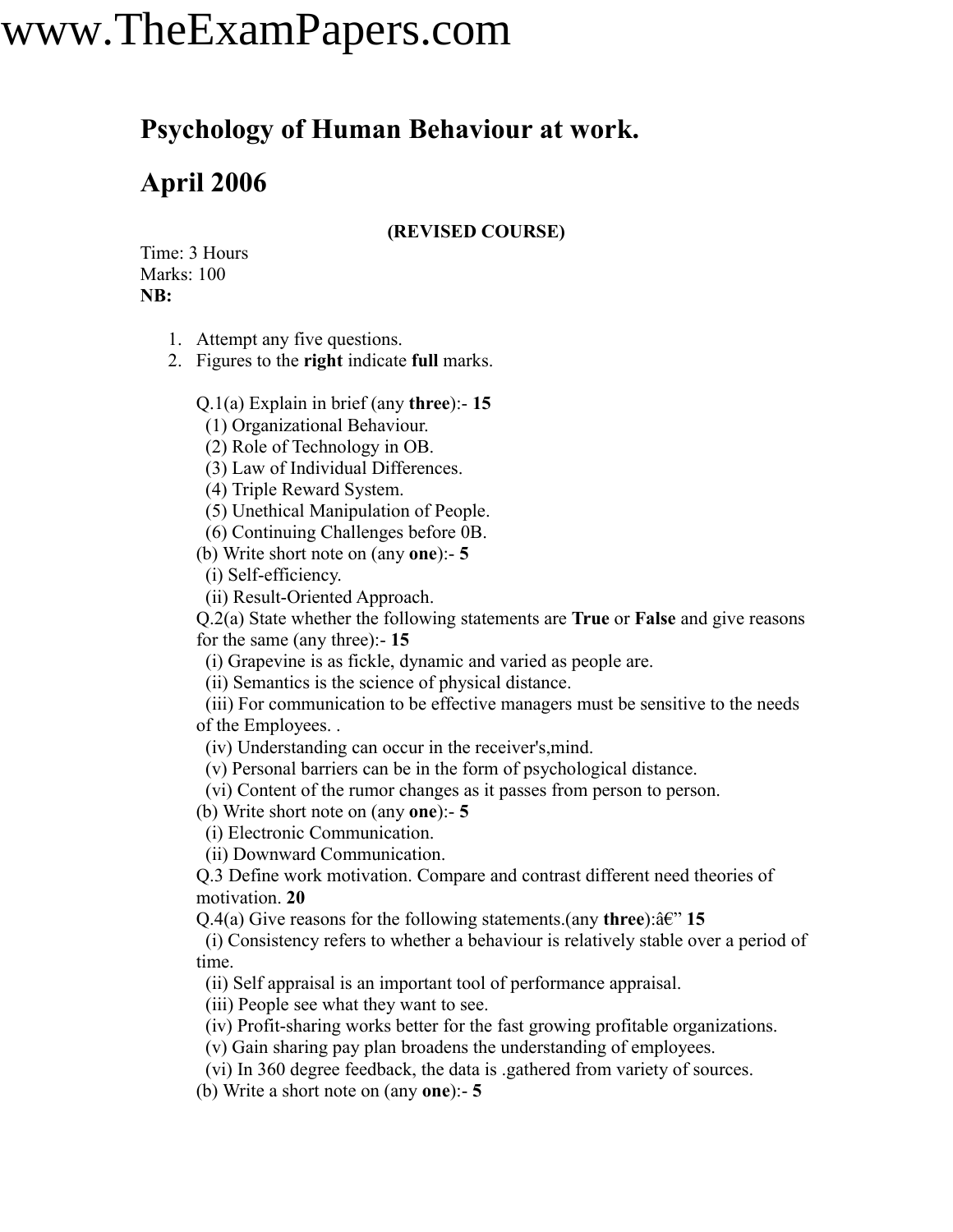www.TheExamPapers.com

# Psychology of Human Behaviour at work.

# April 2006

**(REVISED COURSE)**

Time: 3 Hours
Marks: 100
**NB:**

1. Attempt any five questions.
2. Figures to the **right** indicate **full** marks.

Q.1(a) Explain in brief (any **three**):- **15**
(1) Organizational Behaviour.
(2) Role of Technology in OB.
(3) Law of Individual Differences.
(4) Triple Reward System.
(5) Unethical Manipulation of People.
(6) Continuing Challenges before 0B.

(b) Write short note on (any **one**):- **5**
(i) Self-efficiency.
(ii) Result-Oriented Approach.

Q.2(a) State whether the following statements are **True** or **False** and give reasons for the same (any three):- **15**
(i) Grapevine is as fickle, dynamic and varied as people are.
(ii) Semantics is the science of physical distance.
(iii) For communication to be effective managers must be sensitive to the needs of the Employees. .
(iv) Understanding can occur in the receiver's,mind.
(v) Personal barriers can be in the form of psychological distance.
(vi) Content of the rumor changes as it passes from person to person.

(b) Write short note on (any **one**):- **5**
(i) Electronic Communication.
(ii) Downward Communication.

Q.3 Define work motivation. Compare and contrast different need theories of motivation. **20**

Q.4(a) Give reasons for the following statements.(any **three**):â€" **15**
(i) Consistency refers to whether a behaviour is relatively stable over a period of time.
(ii) Self appraisal is an important tool of performance appraisal.
(iii) People see what they want to see.
(iv) Profit-sharing works better for the fast growing profitable organizations.
(v) Gain sharing pay plan broadens the understanding of employees.
(vi) In 360 degree feedback, the data is .gathered from variety of sources.

(b) Write a short note on (any **one**):- **5**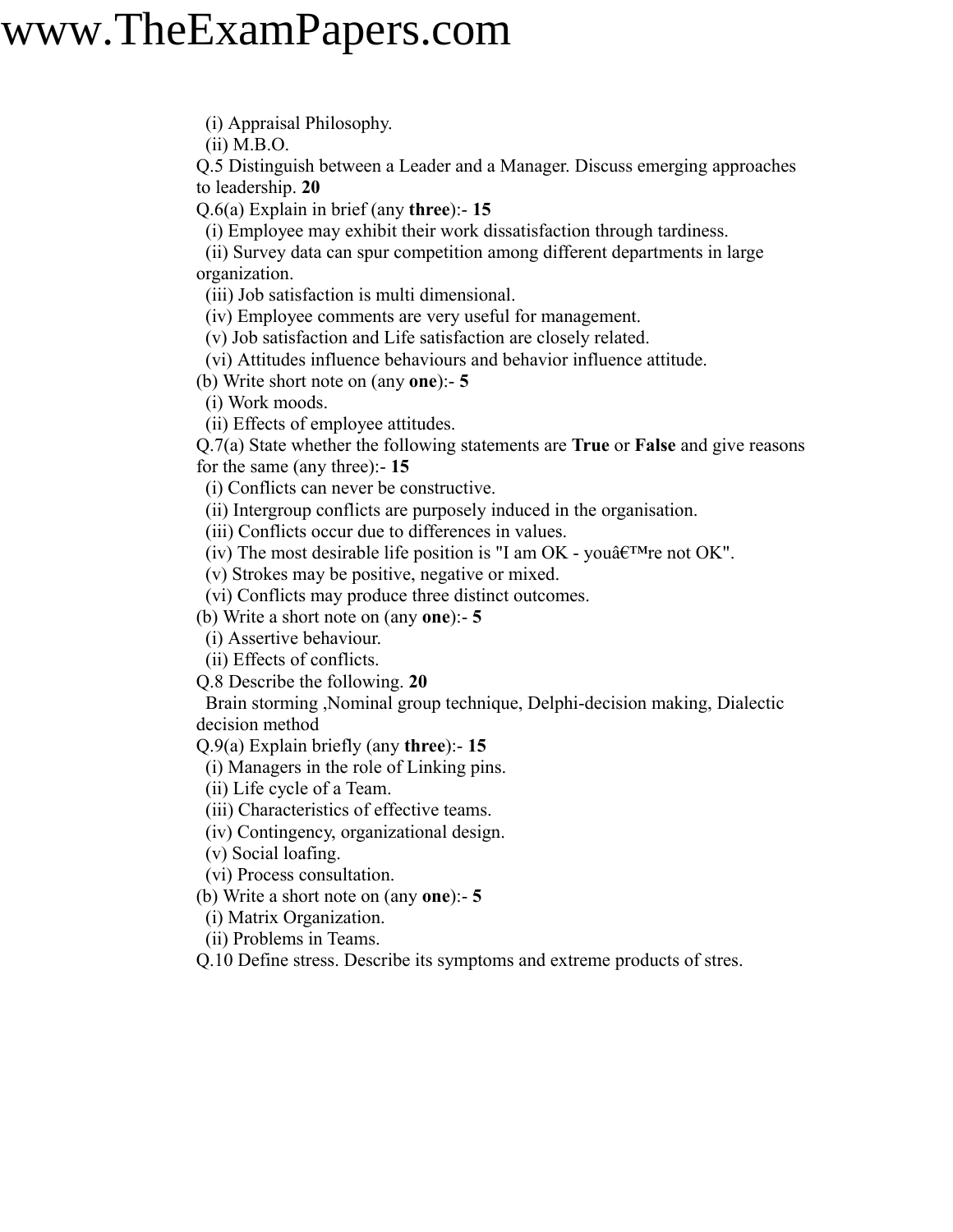(i) Appraisal Philosophy.
(ii) M.B.O.

Q.5 Distinguish between a Leader and a Manager. Discuss emerging approaches to leadership. **20**

Q.6(a) Explain in brief (any **three**):- **15**
(i) Employee may exhibit their work dissatisfaction through tardiness.
(ii) Survey data can spur competition among different departments in large organization.
(iii) Job satisfaction is multi dimensional.
(iv) Employee comments are very useful for management.
(v) Job satisfaction and Life satisfaction are closely related.
(vi) Attitudes influence behaviours and behavior influence attitude.

(b) Write short note on (any **one**):- **5**
(i) Work moods.
(ii) Effects of employee attitudes.

Q.7(a) State whether the following statements are **True** or **False** and give reasons for the same (any three):- **15**
(i) Conflicts can never be constructive.
(ii) Intergroup conflicts are purposely induced in the organisation.
(iii) Conflicts occur due to differences in values.
(iv) The most desirable life position is "I am OK - youâ€™re not OK".
(v) Strokes may be positive, negative or mixed.
(vi) Conflicts may produce three distinct outcomes.

(b) Write a short note on (any **one**):- **5**
(i) Assertive behaviour.
(ii) Effects of conflicts.

Q.8 Describe the following. **20**
Brain storming ,Nominal group technique, Delphi-decision making, Dialectic decision method

Q.9(a) Explain briefly (any **three**):- **15**
(i) Managers in the role of Linking pins.
(ii) Life cycle of a Team.
(iii) Characteristics of effective teams.
(iv) Contingency, organizational design.
(v) Social loafing.
(vi) Process consultation.

(b) Write a short note on (any **one**):- **5**
(i) Matrix Organization.
(ii) Problems in Teams.

Q.10 Define stress. Describe its symptoms and extreme products of stres.